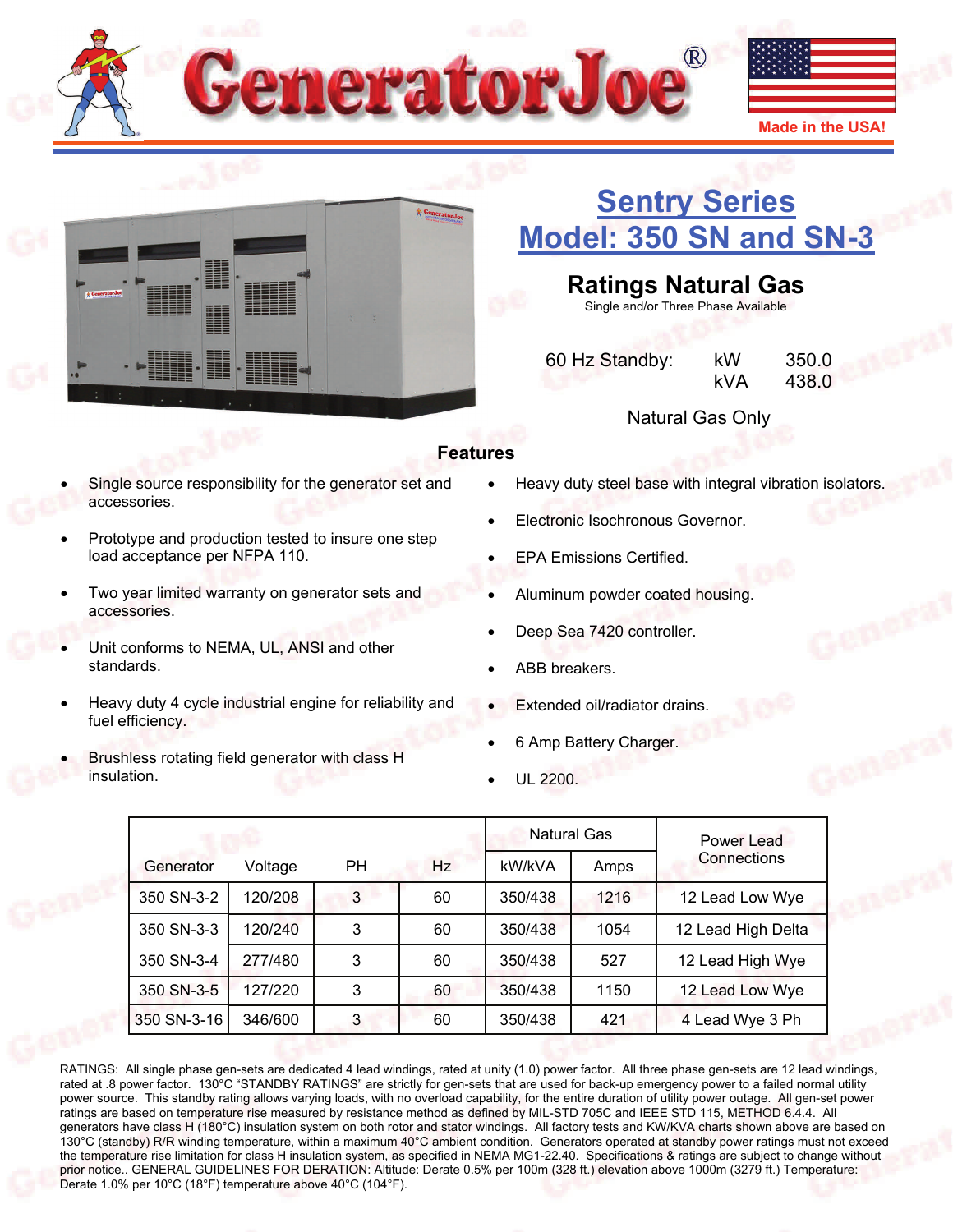GeneratorJoe®

Made in the USA!

# Sentry Series
# Model: 350 SN and SN-3

## Ratings Natural Gas

Single and/or Three Phase Available

| 60 Hz Standby: | kW | 350.0 |
|---|---|---|
| | kVA | 438.0 |

Natural Gas Only

## Features

- Single source responsibility for the generator set and accessories.
- Prototype and production tested to insure one step load acceptance per NFPA 110.
- Two year limited warranty on generator sets and accessories.
- Unit conforms to NEMA, UL, ANSI and other standards.
- Heavy duty 4 cycle industrial engine for reliability and fuel efficiency.
- Brushless rotating field generator with class H insulation.
- Heavy duty steel base with integral vibration isolators.
- Electronic Isochronous Governor.
- EPA Emissions Certified.
- Aluminum powder coated housing.
- Deep Sea 7420 controller.
- ABB breakers.
- Extended oil/radiator drains.
- 6 Amp Battery Charger.
- UL 2200.

| Generator | Voltage | PH | Hz | Natural Gas | | Power Lead Connections |
|---|---|---|---|---|---|---|
| | | | | kW/kVA | Amps | |
| 350 SN-3-2 | 120/208 | 3 | 60 | 350/438 | 1216 | 12 Lead Low Wye |
| 350 SN-3-3 | 120/240 | 3 | 60 | 350/438 | 1054 | 12 Lead High Delta |
| 350 SN-3-4 | 277/480 | 3 | 60 | 350/438 | 527 | 12 Lead High Wye |
| 350 SN-3-5 | 127/220 | 3 | 60 | 350/438 | 1150 | 12 Lead Low Wye |
| 350 SN-3-16 | 346/600 | 3 | 60 | 350/438 | 421 | 4 Lead Wye 3 Ph |

RATINGS: All single phase gen-sets are dedicated 4 lead windings, rated at unity (1.0) power factor. All three phase gen-sets are 12 lead windings, rated at .8 power factor. 130°C "STANDBY RATINGS" are strictly for gen-sets that are used for back-up emergency power to a failed normal utility power source. This standby rating allows varying loads, with no overload capability, for the entire duration of utility power outage. All gen-set power ratings are based on temperature rise measured by resistance method as defined by MIL-STD 705C and IEEE STD 115, METHOD 6.4.4. All generators have class H (180°C) insulation system on both rotor and stator windings. All factory tests and KW/KVA charts shown above are based on 130°C (standby) R/R winding temperature, within a maximum 40°C ambient condition. Generators operated at standby power ratings must not exceed the temperature rise limitation for class H insulation system, as specified in NEMA MG1-22.40. Specifications & ratings are subject to change without prior notice.. GENERAL GUIDELINES FOR DERATION: Altitude: Derate 0.5% per 100m (328 ft.) elevation above 1000m (3279 ft.) Temperature: Derate 1.0% per 10°C (18°F) temperature above 40°C (104°F).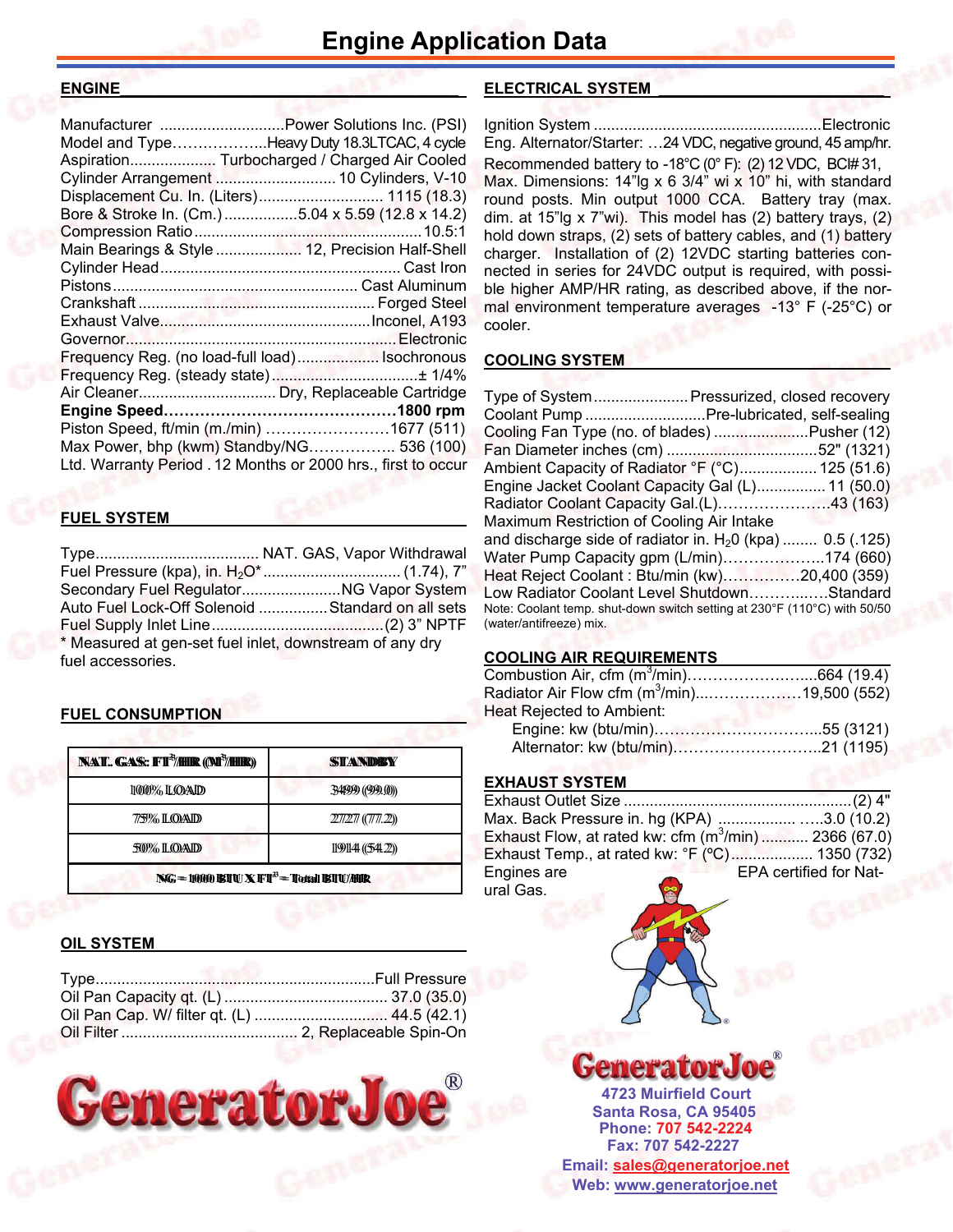# Engine Application Data

## ENGINE

Manufacturer ............................Power Solutions Inc. (PSI)
Model and Type………………..Heavy Duty 18.3LTCAC, 4 cycle
Aspiration.................... Turbocharged / Charged Air Cooled
Cylinder Arrangement ............................ 10 Cylinders, V-10
Displacement Cu. In. (Liters)............................ 1115 (18.3)
Bore & Stroke In. (Cm.).................5.04 x 5.59 (12.8 x 14.2)
Compression Ratio...................................................10.5:1
Main Bearings & Style .................... 12, Precision Half-Shell
Cylinder Head....................................................... Cast Iron
Pistons........................................................ Cast Aluminum
Crankshaft ...................................................... Forged Steel
Exhaust Valve................................................Inconel, A193
Governor.............................................................Electronic
Frequency Reg. (no load-full load).................. Isochronous
Frequency Reg. (steady state)................................± 1/4%
Air Cleaner............................... Dry, Replaceable Cartridge
**Engine Speed………………………………………1800 rpm**
Piston Speed, ft/min (m./min) ……………………1677 (511)
Max Power, bhp (kwm) Standby/NG…………….. 536 (100)
Ltd. Warranty Period . 12 Months or 2000 hrs., first to occur

## FUEL SYSTEM

Type...................................... NAT. GAS, Vapor Withdrawal
Fuel Pressure (kpa), in. $H_2O$*............................... (1.74), 7"
Secondary Fuel Regulator.......................NG Vapor System
Auto Fuel Lock-Off Solenoid ................Standard on all sets
Fuel Supply Inlet Line.......................................(2) 3" NPTF
* Measured at gen-set fuel inlet, downstream of any dry fuel accessories.

## FUEL CONSUMPTION

| NAT. GAS: $FT^3$/HR ($M^3$/HR) | STANDBY |
|---|---|
| 100% LOAD | 3499 (99.0) |
| 75% LOAD | 2727 (77.2) |
| 50% LOAD | 1914 (54.2) |
| NG = 1000 BTU X $FT^3$ = Total BTU/HR | |

## OIL SYSTEM

Type................................................................Full Pressure
Oil Pan Capacity qt. (L) ..................................... 37.0 (35.0)
Oil Pan Cap. W/ filter qt. (L) .............................. 44.5 (42.1)
Oil Filter ........................................ 2, Replaceable Spin-On

GeneratorJoe®

## ELECTRICAL SYSTEM

Ignition System ....................................................Electronic
Eng. Alternator/Starter: …24 VDC, negative ground, 45 amp/hr.
Recommended battery to -18°C (0° F): (2) 12 VDC, BCI# 31, Max. Dimensions: 14"lg x 6 3/4" wi x 10" hi, with standard round posts. Min output 1000 CCA. Battery tray (max. dim. at 15"lg x 7"wi). This model has (2) battery trays, (2) hold down straps, (2) sets of battery cables, and (1) battery charger. Installation of (2) 12VDC starting batteries connected in series for 24VDC output is required, with possible higher AMP/HR rating, as described above, if the normal environment temperature averages -13° F (-25°C) or cooler.

## COOLING SYSTEM

Type of System......................Pressurized, closed recovery
Coolant Pump ...........................Pre-lubricated, self-sealing
Cooling Fan Type (no. of blades) ......................Pusher (12)
Fan Diameter inches (cm) ..................................52" (1321)
Ambient Capacity of Radiator °F (°C).................. 125 (51.6)
Engine Jacket Coolant Capacity Gal (L)................ 11 (50.0)
Radiator Coolant Capacity Gal.(L)…………………43 (163)
Maximum Restriction of Cooling Air Intake and discharge side of radiator in. $H_20$ (kpa) ........ 0.5 (.125)
Water Pump Capacity gpm (L/min)………………..174 (660)
Heat Reject Coolant : Btu/min (kw)……………20,400 (359)
Low Radiator Coolant Level Shutdown………..….Standard
Note: Coolant temp. shut-down switch setting at 230°F (110°C) with 50/50 (water/antifreeze) mix.

## COOLING AIR REQUIREMENTS

Combustion Air, cfm ($m^3$/min)……………………...664 (19.4)
Radiator Air Flow cfm ($m^3$/min)..………………19,500 (552)
Heat Rejected to Ambient:
- Engine: kw (btu/min)…………………………...55 (3121)
- Alternator: kw (btu/min)………………………..21 (1195)

## EXHAUST SYSTEM

Exhaust Outlet Size .....................................................(2) 4"
Max. Back Pressure in. hg (KPA) .................. …..3.0 (10.2)
Exhaust Flow, at rated kw: cfm ($m^3$/min) ........... 2366 (67.0)
Exhaust Temp., at rated kw: °F (ºC).................. 1350 (732)
Engines are EPA certified for Natural Gas.

GeneratorJoe®
4723 Muirfield Court
Santa Rosa, CA 95405
Phone: 707 542-2224
Fax: 707 542-2227
Email: sales@generatorjoe.net
Web: www.generatorjoe.net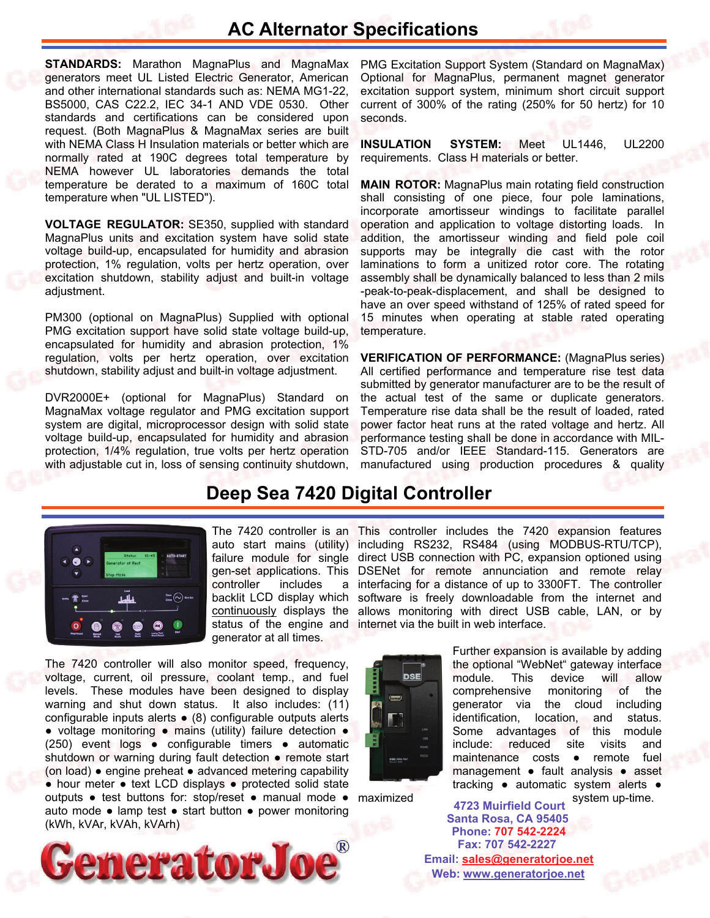# AC Alternator Specifications

**STANDARDS:** Marathon MagnaPlus and MagnaMax generators meet UL Listed Electric Generator, American and other international standards such as: NEMA MG1-22, BS5000, CAS C22.2, IEC 34-1 AND VDE 0530. Other standards and certifications can be considered upon request. (Both MagnaPlus & MagnaMax series are built with NEMA Class H Insulation materials or better which are normally rated at 190C degrees total temperature by NEMA however UL laboratories demands the total temperature be derated to a maximum of 160C total temperature when "UL LISTED").

**VOLTAGE REGULATOR:** SE350, supplied with standard MagnaPlus units and excitation system have solid state voltage build-up, encapsulated for humidity and abrasion protection, 1% regulation, volts per hertz operation, over excitation shutdown, stability adjust and built-in voltage adjustment.

PM300 (optional on MagnaPlus) Supplied with optional PMG excitation support have solid state voltage build-up, encapsulated for humidity and abrasion protection, 1% regulation, volts per hertz operation, over excitation shutdown, stability adjust and built-in voltage adjustment.

DVR2000E+ (optional for MagnaPlus) Standard on MagnaMax voltage regulator and PMG excitation support system are digital, microprocessor design with solid state voltage build-up, encapsulated for humidity and abrasion protection, 1/4% regulation, true volts per hertz operation with adjustable cut in, loss of sensing continuity shutdown, PMG Excitation Support System (Standard on MagnaMax) Optional for MagnaPlus, permanent magnet generator excitation support system, minimum short circuit support current of 300% of the rating (250% for 50 hertz) for 10 seconds.

**INSULATION SYSTEM:** Meet UL1446, UL2200 requirements. Class H materials or better.

**MAIN ROTOR:** MagnaPlus main rotating field construction shall consisting of one piece, four pole laminations, incorporate amortisseur windings to facilitate parallel operation and application to voltage distorting loads. In addition, the amortisseur winding and field pole coil supports may be integrally die cast with the rotor laminations to form a unitized rotor core. The rotating assembly shall be dynamically balanced to less than 2 mils -peak-to-peak-displacement, and shall be designed to have an over speed withstand of 125% of rated speed for 15 minutes when operating at stable rated operating temperature.

**VERIFICATION OF PERFORMANCE:** (MagnaPlus series) All certified performance and temperature rise test data submitted by generator manufacturer are to be the result of the actual test of the same or duplicate generators. Temperature rise data shall be the result of loaded, rated power factor heat runs at the rated voltage and hertz. All performance testing shall be done in accordance with MIL-STD-705 and/or IEEE Standard-115. Generators are manufactured using production procedures & quality

# Deep Sea 7420 Digital Controller

The 7420 controller is an auto start mains (utility) failure module for single gen-set applications. This controller includes a backlit LCD display which continuously displays the status of the engine and generator at all times.

The 7420 controller will also monitor speed, frequency, voltage, current, oil pressure, coolant temp., and fuel levels. These modules have been designed to display warning and shut down status. It also includes: (11) configurable inputs alerts • (8) configurable outputs alerts • voltage monitoring • mains (utility) failure detection • (250) event logs • configurable timers • automatic shutdown or warning during fault detection • remote start (on load) • engine preheat • advanced metering capability • hour meter • text LCD displays • protected solid state outputs • test buttons for: stop/reset • manual mode • auto mode • lamp test • start button • power monitoring (kWh, kVAr, kVAh, kVArh)

This controller includes the 7420 expansion features including RS232, RS484 (using MODBUS-RTU/TCP), direct USB connection with PC, expansion optioned using DSENet for remote annunciation and remote relay interfacing for a distance of up to 3300FT. The controller software is freely downloadable from the internet and allows monitoring with direct USB cable, LAN, or by internet via the built in web interface.

Further expansion is available by adding the optional "WebNet" gateway interface module. This device will allow comprehensive monitoring of the generator via the cloud including identification, location, and status. Some advantages of this module include: reduced site visits and maintenance costs • remote fuel management • fault analysis • asset tracking • automatic system alerts • maximized system up-time.

GeneratorJoe®

4723 Muirfield Court
Santa Rosa, CA 95405
Phone: 707 542-2224
Fax: 707 542-2227
Email: sales@generatorjoe.net
Web: www.generatorjoe.net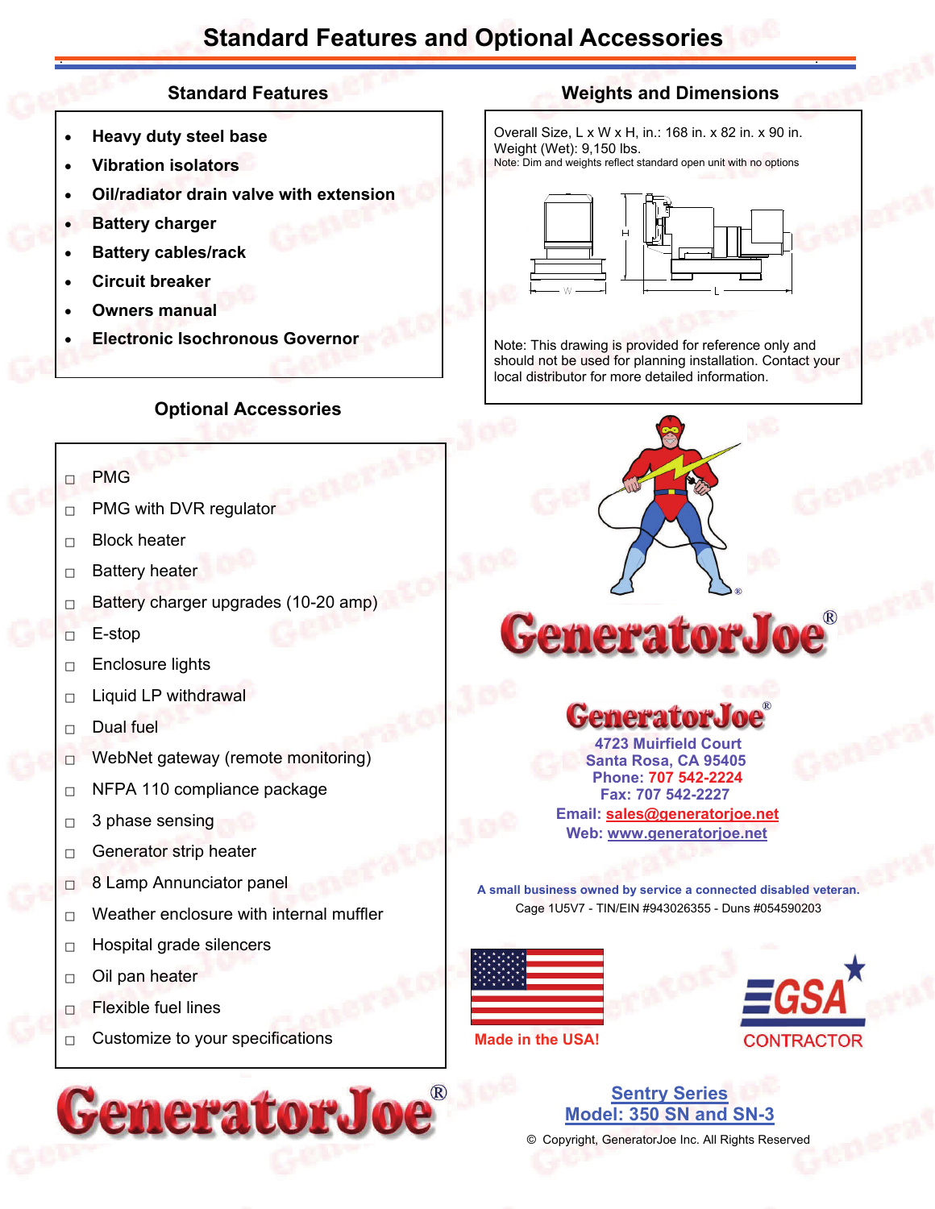# Standard Features and Optional Accessories

## Standard Features

- **Heavy duty steel base**
- **Vibration isolators**
- **Oil/radiator drain valve with extension**
- **Battery charger**
- **Battery cables/rack**
- **Circuit breaker**
- **Owners manual**
- **Electronic Isochronous Governor**

## Weights and Dimensions

Overall Size, L x W x H, in.: 168 in. x 82 in. x 90 in.
Weight (Wet): 9,150 lbs.
Note: Dim and weights reflect standard open unit with no options

W
H
L

Note: This drawing is provided for reference only and should not be used for planning installation. Contact your local distributor for more detailed information.

## Optional Accessories

- ☐ PMG
- ☐ PMG with DVR regulator
- ☐ Block heater
- ☐ Battery heater
- ☐ Battery charger upgrades (10-20 amp)
- ☐ E-stop
- ☐ Enclosure lights
- ☐ Liquid LP withdrawal
- ☐ Dual fuel
- ☐ WebNet gateway (remote monitoring)
- ☐ NFPA 110 compliance package
- ☐ 3 phase sensing
- ☐ Generator strip heater
- ☐ 8 Lamp Annunciator panel
- ☐ Weather enclosure with internal muffler
- ☐ Hospital grade silencers
- ☐ Oil pan heater
- ☐ Flexible fuel lines
- ☐ Customize to your specifications

GeneratorJoe®

GeneratorJoe®
4723 Muirfield Court
Santa Rosa, CA 95405
Phone: 707 542-2224
Fax: 707 542-2227
Email: sales@generatorjoe.net
Web: www.generatorjoe.net

**A small business owned by service a connected disabled veteran.**
Cage 1U5V7 - TIN/EIN #943026355 - Duns #054590203

Made in the USA!

GSA CONTRACTOR

GeneratorJoe®

**Sentry Series**
**Model: 350 SN and SN-3**

© Copyright, GeneratorJoe Inc. All Rights Reserved